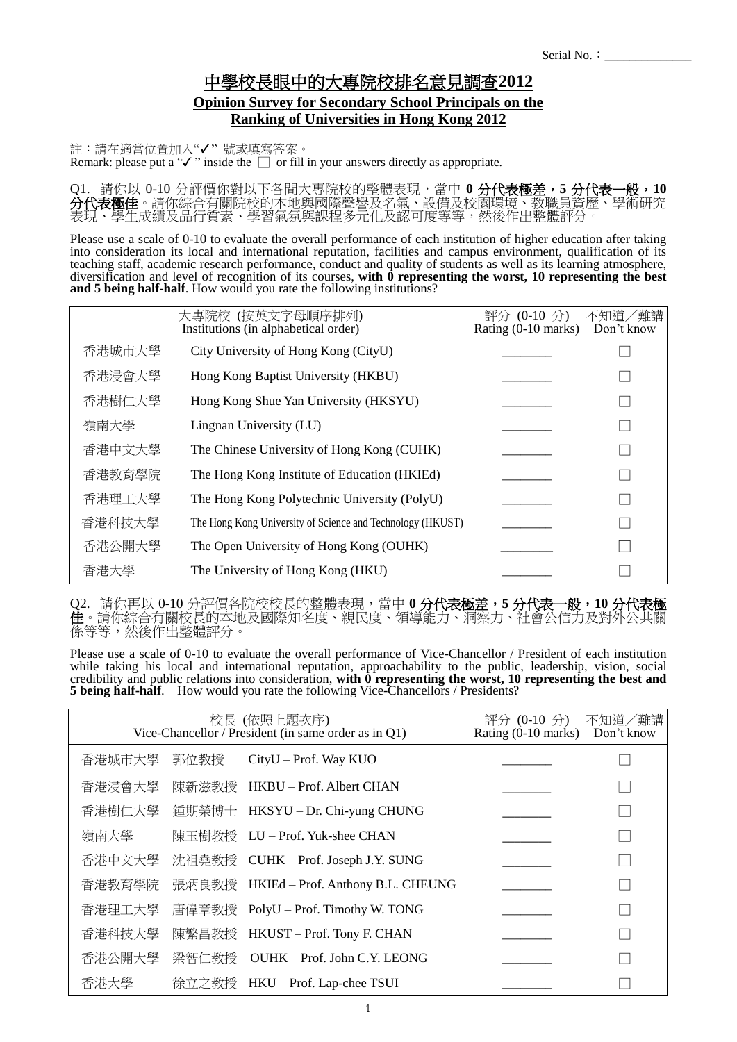Serial No.：______________

# 中學校長眼中的大專院校排名意見調查2012

## Opinion Survey for Secondary School Principals on the Ranking of Universities in Hong Kong 2012

註：請在適當位置加入"✓" 號或填寫答案。
Remark: please put a "✓" inside the ☐ or fill in your answers directly as appropriate.

Q1. 請你以 0-10 分評價你對以下各間大專院校的整體表現，當中 **0 分代表極差，5 分代表一般，10 分代表極佳**。請你綜合有關院校的本地與國際聲譽及名氣、設備及校園環境、教職員資歷、學術研究表現、學生成績及品行質素、學習氣氛與課程多元化及認可度等等，然後作出整體評分。

Please use a scale of 0-10 to evaluate the overall performance of each institution of higher education after taking into consideration its local and international reputation, facilities and campus environment, qualification of its teaching staff, academic research performance, conduct and quality of students as well as its learning atmosphere, diversification and level of recognition of its courses, **with 0 representing the worst, 10 representing the best and 5 being half-half**. How would you rate the following institutions?

| | 大專院校 (按英文字母順序排列) Institutions (in alphabetical order) | 評分 (0-10 分) Rating (0-10 marks) | 不知道／難講 Don't know |
|---|---|---|---|
| 香港城市大學 | City University of Hong Kong (CityU) | ________ | ☐ |
| 香港浸會大學 | Hong Kong Baptist University (HKBU) | ________ | ☐ |
| 香港樹仁大學 | Hong Kong Shue Yan University (HKSYU) | ________ | ☐ |
| 嶺南大學 | Lingnan University (LU) | ________ | ☐ |
| 香港中文大學 | The Chinese University of Hong Kong (CUHK) | ________ | ☐ |
| 香港教育學院 | The Hong Kong Institute of Education (HKIEd) | ________ | ☐ |
| 香港理工大學 | The Hong Kong Polytechnic University (PolyU) | ________ | ☐ |
| 香港科技大學 | The Hong Kong University of Science and Technology (HKUST) | ________ | ☐ |
| 香港公開大學 | The Open University of Hong Kong (OUHK) | ________ | ☐ |
| 香港大學 | The University of Hong Kong (HKU) | ________ | ☐ |

Q2. 請你再以 0-10 分評價各院校校長的整體表現，當中 **0 分代表極差，5 分代表一般，10 分代表極佳**。請你綜合有關校長的本地及國際知名度、親民度、領導能力、洞察力、社會公信力及對外公共關係等等，然後作出整體評分。

Please use a scale of 0-10 to evaluate the overall performance of Vice-Chancellor / President of each institution while taking his local and international reputation, approachability to the public, leadership, vision, social credibility and public relations into consideration, **with 0 representing the worst, 10 representing the best and 5 being half-half**. How would you rate the following Vice-Chancellors / Presidents?

| 校長 (依照上題次序) Vice-Chancellor / President (in same order as in Q1) | | | 評分 (0-10 分) Rating (0-10 marks) | 不知道／難講 Don't know |
|---|---|---|---|---|
| 香港城市大學 | 郭位教授 | CityU – Prof. Way KUO | ________ | ☐ |
| 香港浸會大學 | 陳新滋教授 | HKBU – Prof. Albert CHAN | ________ | ☐ |
| 香港樹仁大學 | 鍾期榮博士 | HKSYU – Dr. Chi-yung CHUNG | ________ | ☐ |
| 嶺南大學 | 陳玉樹教授 | LU – Prof. Yuk-shee CHAN | ________ | ☐ |
| 香港中文大學 | 沈祖堯教授 | CUHK – Prof. Joseph J.Y. SUNG | ________ | ☐ |
| 香港教育學院 | 張炳良教授 | HKIEd – Prof. Anthony B.L. CHEUNG | ________ | ☐ |
| 香港理工大學 | 唐偉章教授 | PolyU – Prof. Timothy W. TONG | ________ | ☐ |
| 香港科技大學 | 陳繁昌教授 | HKUST – Prof. Tony F. CHAN | ________ | ☐ |
| 香港公開大學 | 梁智仁教授 | OUHK – Prof. John C.Y. LEONG | ________ | ☐ |
| 香港大學 | 徐立之教授 | HKU – Prof. Lap-chee TSUI | ________ | ☐ |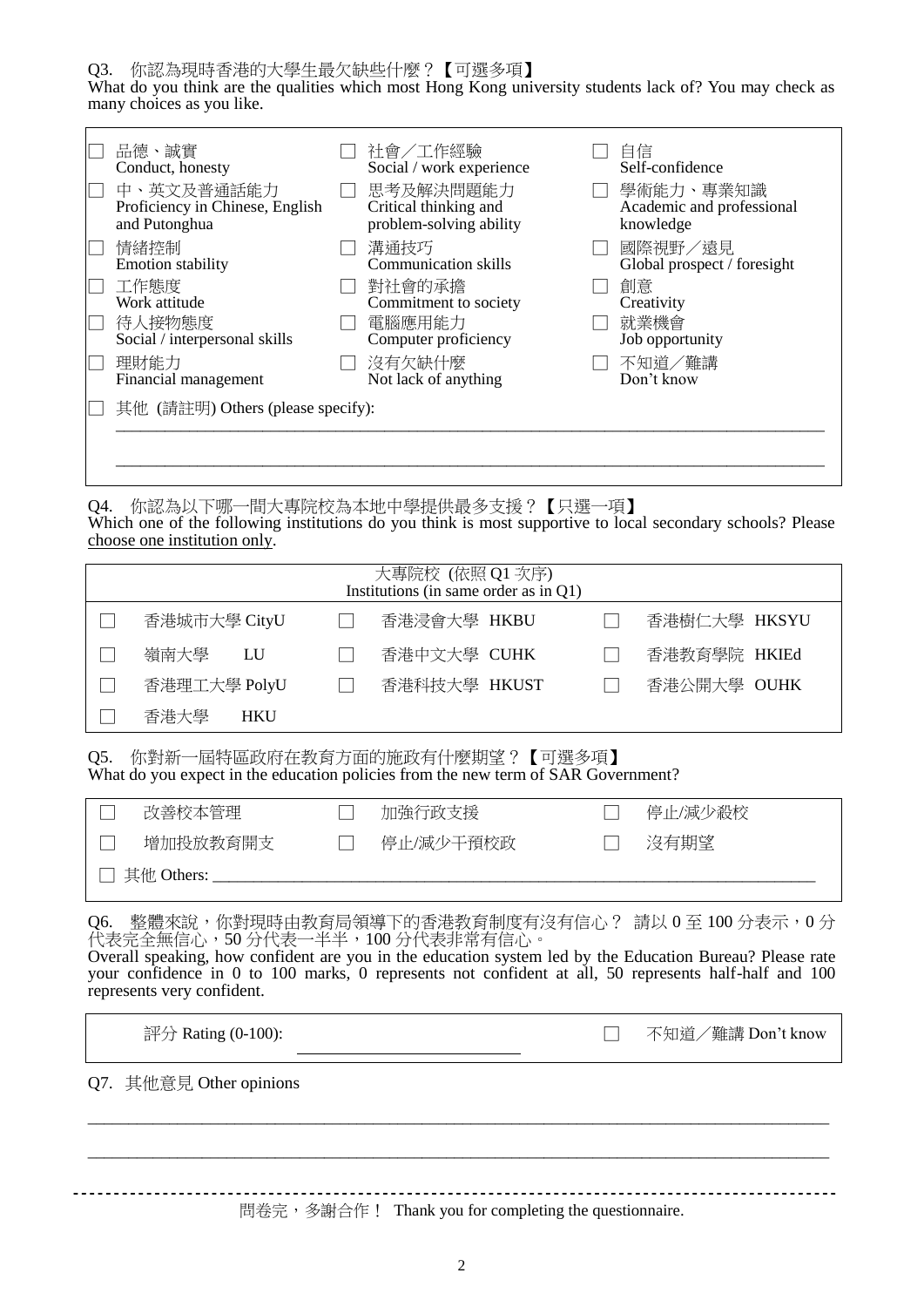Q3. 你認為現時香港的大學生最欠缺些什麼？【可選多項】
What do you think are the qualities which most Hong Kong university students lack of? You may check as many choices as you like.

| | | |
|---|---|---|
| ☐ 品德、誠實<br>Conduct, honesty | ☐ 社會／工作經驗<br>Social / work experience | ☐ 自信<br>Self-confidence |
| ☐ 中、英文及普通話能力<br>Proficiency in Chinese, English and Putonghua | ☐ 思考及解決問題能力<br>Critical thinking and problem-solving ability | ☐ 學術能力、專業知識<br>Academic and professional knowledge |
| ☐ 情緒控制<br>Emotion stability | ☐ 溝通技巧<br>Communication skills | ☐ 國際視野／遠見<br>Global prospect / foresight |
| ☐ 工作態度<br>Work attitude | ☐ 對社會的承擔<br>Commitment to society | ☐ 創意<br>Creativity |
| ☐ 待人接物態度<br>Social / interpersonal skills | ☐ 電腦應用能力<br>Computer proficiency | ☐ 就業機會<br>Job opportunity |
| ☐ 理財能力<br>Financial management | ☐ 沒有欠缺什麼<br>Not lack of anything | ☐ 不知道／難講<br>Don't know |

☐ 其他 (請註明) Others (please specify):

______________________________________________

______________________________________________

Q4. 你認為以下哪一間大專院校為本地中學提供最多支援？【只選一項】
Which one of the following institutions do you think is most supportive to local secondary schools? Please choose one institution only.

| 大專院校 (依照 Q1 次序)<br>Institutions (in same order as in Q1) | | |
|---|---|---|
| ☐ 香港城市大學 CityU | ☐ 香港浸會大學 HKBU | ☐ 香港樹仁大學 HKSYU |
| ☐ 嶺南大學 LU | ☐ 香港中文大學 CUHK | ☐ 香港教育學院 HKIEd |
| ☐ 香港理工大學 PolyU | ☐ 香港科技大學 HKUST | ☐ 香港公開大學 OUHK |
| ☐ 香港大學 HKU | | |

Q5. 你對新一屆特區政府在教育方面的施政有什麼期望？【可選多項】
What do you expect in the education policies from the new term of SAR Government?

| | | |
|---|---|---|
| ☐ 改善校本管理 | ☐ 加強行政支援 | ☐ 停止/減少殺校 |
| ☐ 增加投放教育開支 | ☐ 停止/減少干預校政 | ☐ 沒有期望 |

☐ 其他 Others: ______________________________________________

Q6. 整體來說，你對現時由教育局領導下的香港教育制度有沒有信心？ 請以 0 至 100 分表示，0 分代表完全無信心，50 分代表一半半，100 分代表非常有信心。
Overall speaking, how confident are you in the education system led by the Education Bureau? Please rate your confidence in 0 to 100 marks, 0 represents not confident at all, 50 represents half-half and 100 represents very confident.

評分 Rating (0-100): ____________________ ☐ 不知道／難講 Don't know

Q7. 其他意見 Other opinions

______________________________________________

______________________________________________

問卷完，多謝合作！ Thank you for completing the questionnaire.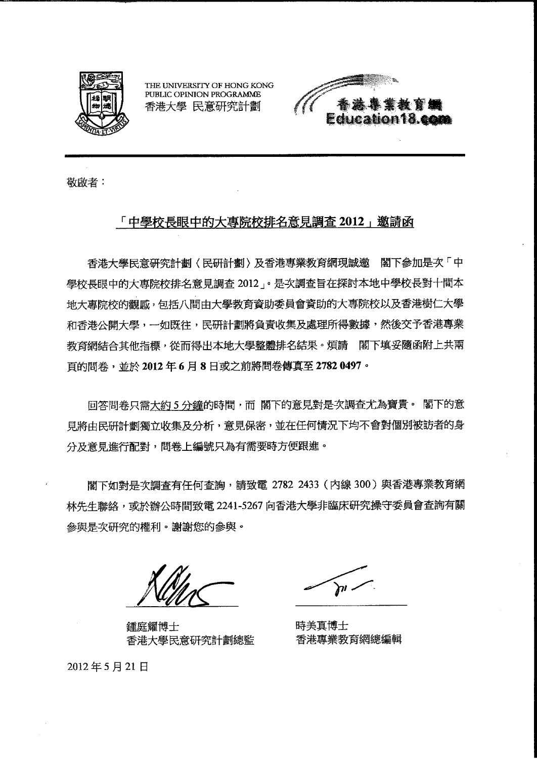THE UNIVERSITY OF HONG KONG
PUBLIC OPINION PROGRAMME
香港大學 民意研究計劃

香港專業教育網
Education18.com

敬啟者：

## 「中學校長眼中的大專院校排名意見調查 2012」邀請函

香港大學民意研究計劃〈民研計劃〉及香港專業教育網現誠邀　閣下參加是次「中學校長眼中的大專院校排名意見調查 2012」。是次調查旨在探討本地中學校長對十間本地大專院校的觀感，包括八間由大學教育資助委員會資助的大專院校以及香港樹仁大學和香港公開大學，一如既往，民研計劃將負責收集及處理所得數據，然後交予香港專業教育網結合其他指標，從而得出本地大學整體排名結果。煩請　閣下填妥隨函附上共兩頁的問卷，並於 **2012 年 6 月 8 日**或之前將問卷**傳真至 2782 0497**。

回答問卷只需大約 5 分鐘的時間，而 閣下的意見對是次調查尤為寶貴。 閣下的意見將由民研計劃獨立收集及分析，意見保密，並在任何情況下均不會對個別被訪者的身分及意見進行配對，問卷上編號只為有需要時方便跟進。

閣下如對是次調查有任何查詢，請致電 2782 2433（內線 300）與香港專業教育網林先生聯絡，或於辦公時間致電 2241-5267 向香港大學非臨床研究操守委員會查詢有關參與是次研究的權利。謝謝您的參與。

鍾庭耀博士
香港大學民意研究計劃總監

時美真博士
香港專業教育網總編輯

2012 年 5 月 21 日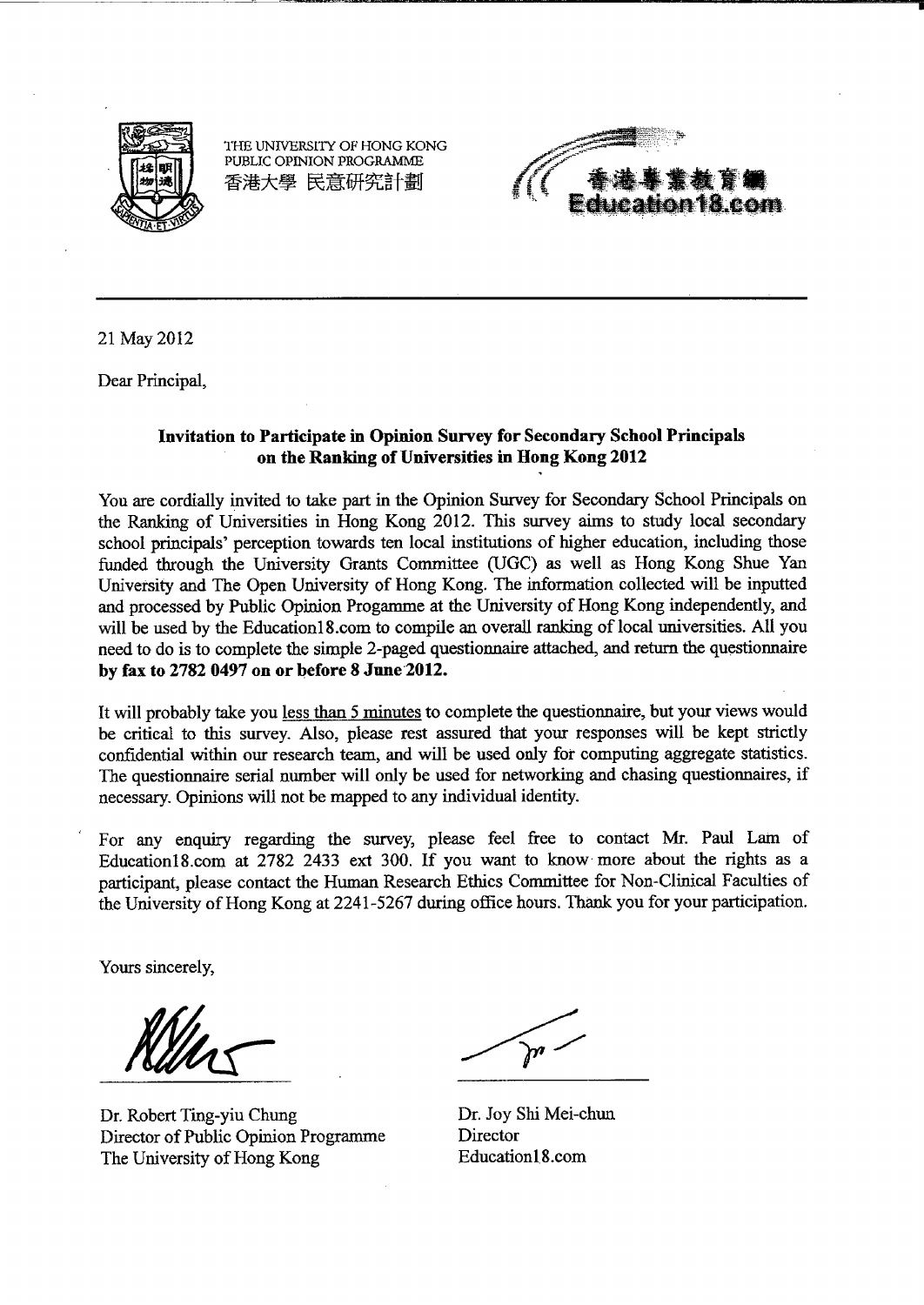THE UNIVERSITY OF HONG KONG
PUBLIC OPINION PROGRAMME
香港大學 民意研究計劃

香港專業教育網
Education18.com

---

21 May 2012

Dear Principal,

**Invitation to Participate in Opinion Survey for Secondary School Principals on the Ranking of Universities in Hong Kong 2012**

You are cordially invited to take part in the Opinion Survey for Secondary School Principals on the Ranking of Universities in Hong Kong 2012. This survey aims to study local secondary school principals' perception towards ten local institutions of higher education, including those funded through the University Grants Committee (UGC) as well as Hong Kong Shue Yan University and The Open University of Hong Kong. The information collected will be inputted and processed by Public Opinion Progamme at the University of Hong Kong independently, and will be used by the Education18.com to compile an overall ranking of local universities. All you need to do is to complete the simple 2-paged questionnaire attached, and return the questionnaire **by fax to 2782 0497 on or before 8 June 2012.**

It will probably take you <u>less than 5 minutes</u> to complete the questionnaire, but your views would be critical to this survey. Also, please rest assured that your responses will be kept strictly confidential within our research team, and will be used only for computing aggregate statistics. The questionnaire serial number will only be used for networking and chasing questionnaires, if necessary. Opinions will not be mapped to any individual identity.

For any enquiry regarding the survey, please feel free to contact Mr. Paul Lam of Education18.com at 2782 2433 ext 300. If you want to know more about the rights as a participant, please contact the Human Research Ethics Committee for Non-Clinical Faculties of the University of Hong Kong at 2241-5267 during office hours. Thank you for your participation.

Yours sincerely,

Dr. Robert Ting-yiu Chung
Director of Public Opinion Programme
The University of Hong Kong

Dr. Joy Shi Mei-chun
Director
Education18.com